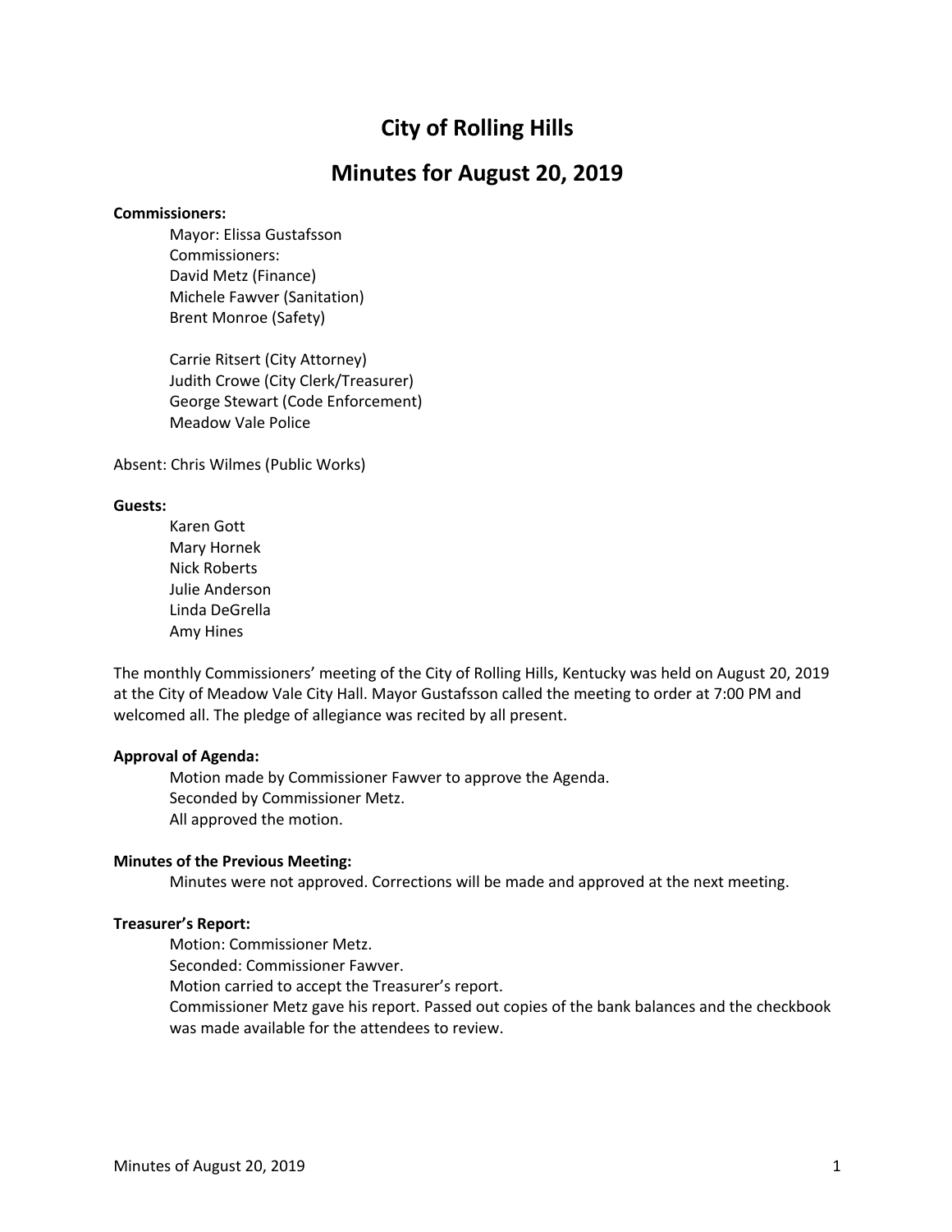# City of Rolling Hills

## Minutes for August 20, 2019

**Commissioners:**

Mayor: Elissa Gustafsson
Commissioners:
David Metz (Finance)
Michele Fawver (Sanitation)
Brent Monroe (Safety)

Carrie Ritsert (City Attorney)
Judith Crowe (City Clerk/Treasurer)
George Stewart (Code Enforcement)
Meadow Vale Police

Absent: Chris Wilmes (Public Works)

**Guests:**

Karen Gott
Mary Hornek
Nick Roberts
Julie Anderson
Linda DeGrella
Amy Hines

The monthly Commissioners' meeting of the City of Rolling Hills, Kentucky was held on August 20, 2019 at the City of Meadow Vale City Hall. Mayor Gustafsson called the meeting to order at 7:00 PM and welcomed all. The pledge of allegiance was recited by all present.

**Approval of Agenda:**

Motion made by Commissioner Fawver to approve the Agenda.
Seconded by Commissioner Metz.
All approved the motion.

**Minutes of the Previous Meeting:**

Minutes were not approved. Corrections will be made and approved at the next meeting.

**Treasurer's Report:**

Motion: Commissioner Metz.
Seconded: Commissioner Fawver.
Motion carried to accept the Treasurer's report.
Commissioner Metz gave his report. Passed out copies of the bank balances and the checkbook was made available for the attendees to review.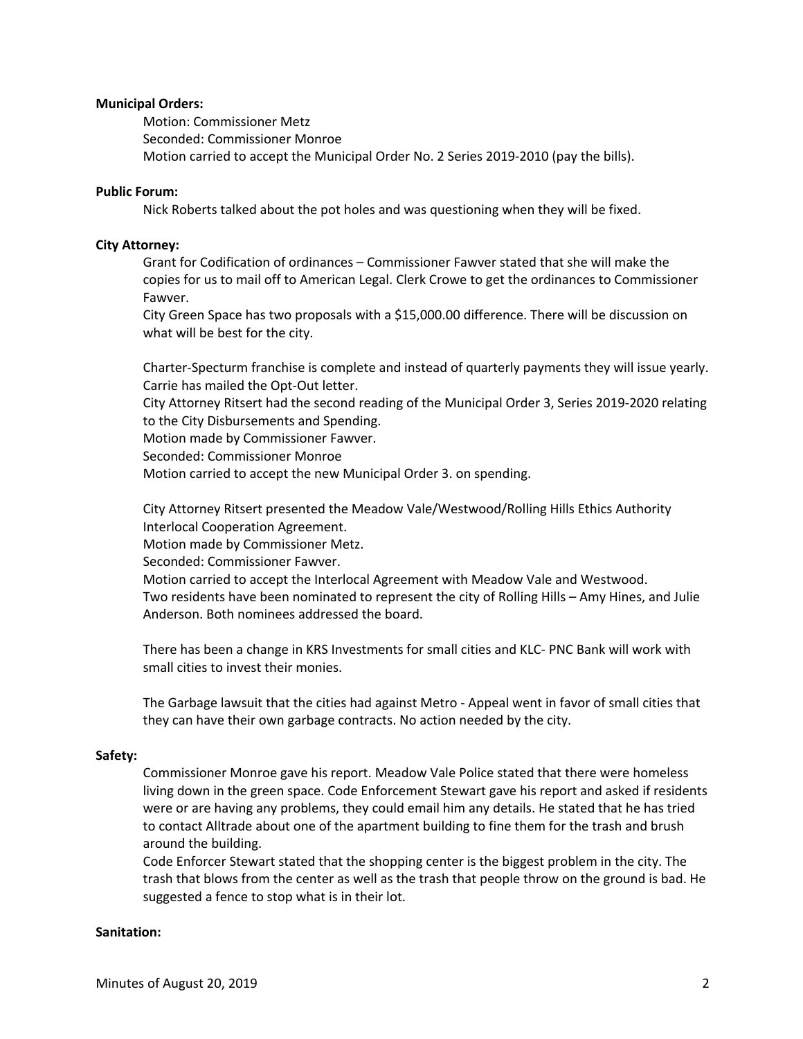**Municipal Orders:**

Motion: Commissioner Metz
Seconded: Commissioner Monroe
Motion carried to accept the Municipal Order No. 2 Series 2019-2010 (pay the bills).

**Public Forum:**

Nick Roberts talked about the pot holes and was questioning when they will be fixed.

**City Attorney:**

Grant for Codification of ordinances – Commissioner Fawver stated that she will make the copies for us to mail off to American Legal. Clerk Crowe to get the ordinances to Commissioner Fawver.
City Green Space has two proposals with a $15,000.00 difference. There will be discussion on what will be best for the city.

Charter-Specturm franchise is complete and instead of quarterly payments they will issue yearly. Carrie has mailed the Opt-Out letter.
City Attorney Ritsert had the second reading of the Municipal Order 3, Series 2019-2020 relating to the City Disbursements and Spending.
Motion made by Commissioner Fawver.
Seconded: Commissioner Monroe
Motion carried to accept the new Municipal Order 3. on spending.

City Attorney Ritsert presented the Meadow Vale/Westwood/Rolling Hills Ethics Authority Interlocal Cooperation Agreement.
Motion made by Commissioner Metz.
Seconded: Commissioner Fawver.
Motion carried to accept the Interlocal Agreement with Meadow Vale and Westwood.
Two residents have been nominated to represent the city of Rolling Hills – Amy Hines, and Julie Anderson. Both nominees addressed the board.

There has been a change in KRS Investments for small cities and KLC- PNC Bank will work with small cities to invest their monies.

The Garbage lawsuit that the cities had against Metro - Appeal went in favor of small cities that they can have their own garbage contracts. No action needed by the city.

**Safety:**

Commissioner Monroe gave his report. Meadow Vale Police stated that there were homeless living down in the green space. Code Enforcement Stewart gave his report and asked if residents were or are having any problems, they could email him any details. He stated that he has tried to contact Alltrade about one of the apartment building to fine them for the trash and brush around the building.
Code Enforcer Stewart stated that the shopping center is the biggest problem in the city. The trash that blows from the center as well as the trash that people throw on the ground is bad. He suggested a fence to stop what is in their lot.

**Sanitation:**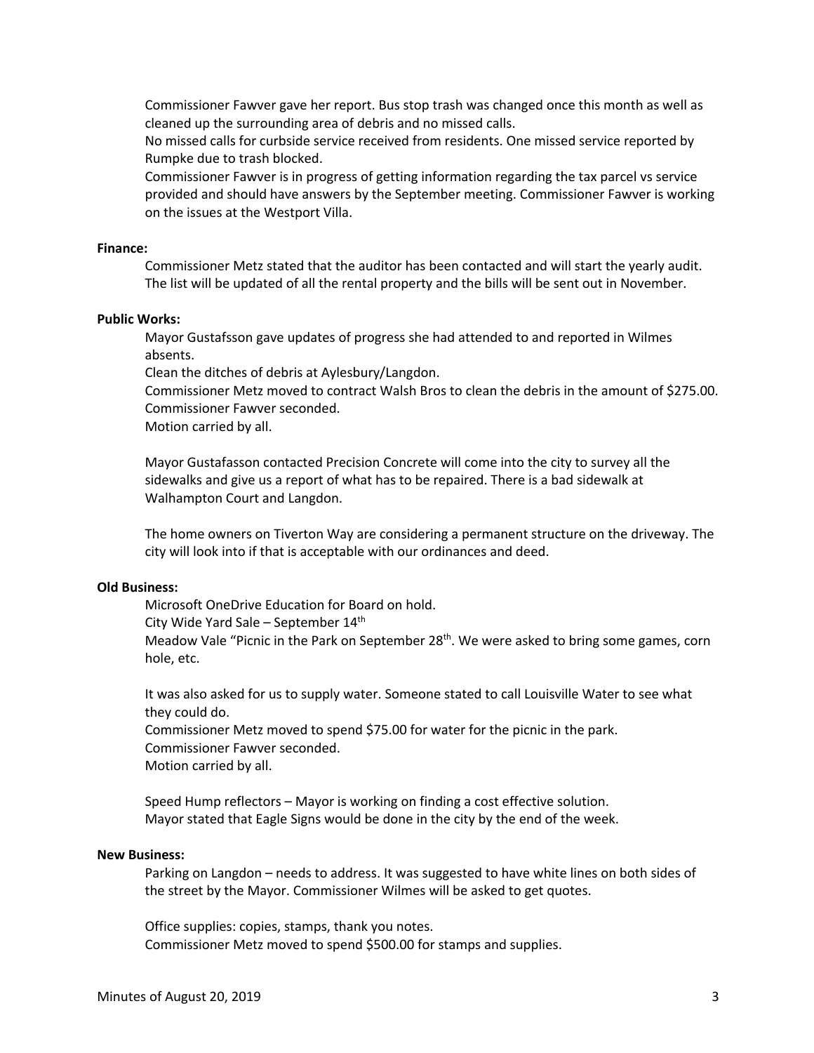Commissioner Fawver gave her report. Bus stop trash was changed once this month as well as cleaned up the surrounding area of debris and no missed calls.

No missed calls for curbside service received from residents. One missed service reported by Rumpke due to trash blocked.

Commissioner Fawver is in progress of getting information regarding the tax parcel vs service provided and should have answers by the September meeting. Commissioner Fawver is working on the issues at the Westport Villa.

**Finance:**

Commissioner Metz stated that the auditor has been contacted and will start the yearly audit. The list will be updated of all the rental property and the bills will be sent out in November.

**Public Works:**

Mayor Gustafsson gave updates of progress she had attended to and reported in Wilmes absents.

Clean the ditches of debris at Aylesbury/Langdon.

Commissioner Metz moved to contract Walsh Bros to clean the debris in the amount of $275.00.

Commissioner Fawver seconded.

Motion carried by all.

Mayor Gustafasson contacted Precision Concrete will come into the city to survey all the sidewalks and give us a report of what has to be repaired. There is a bad sidewalk at Walhampton Court and Langdon.

The home owners on Tiverton Way are considering a permanent structure on the driveway. The city will look into if that is acceptable with our ordinances and deed.

**Old Business:**

Microsoft OneDrive Education for Board on hold.

City Wide Yard Sale – September 14th

Meadow Vale "Picnic in the Park on September 28th. We were asked to bring some games, corn hole, etc.

It was also asked for us to supply water. Someone stated to call Louisville Water to see what they could do.

Commissioner Metz moved to spend $75.00 for water for the picnic in the park.

Commissioner Fawver seconded.

Motion carried by all.

Speed Hump reflectors – Mayor is working on finding a cost effective solution.

Mayor stated that Eagle Signs would be done in the city by the end of the week.

**New Business:**

Parking on Langdon – needs to address. It was suggested to have white lines on both sides of the street by the Mayor. Commissioner Wilmes will be asked to get quotes.

Office supplies: copies, stamps, thank you notes.

Commissioner Metz moved to spend $500.00 for stamps and supplies.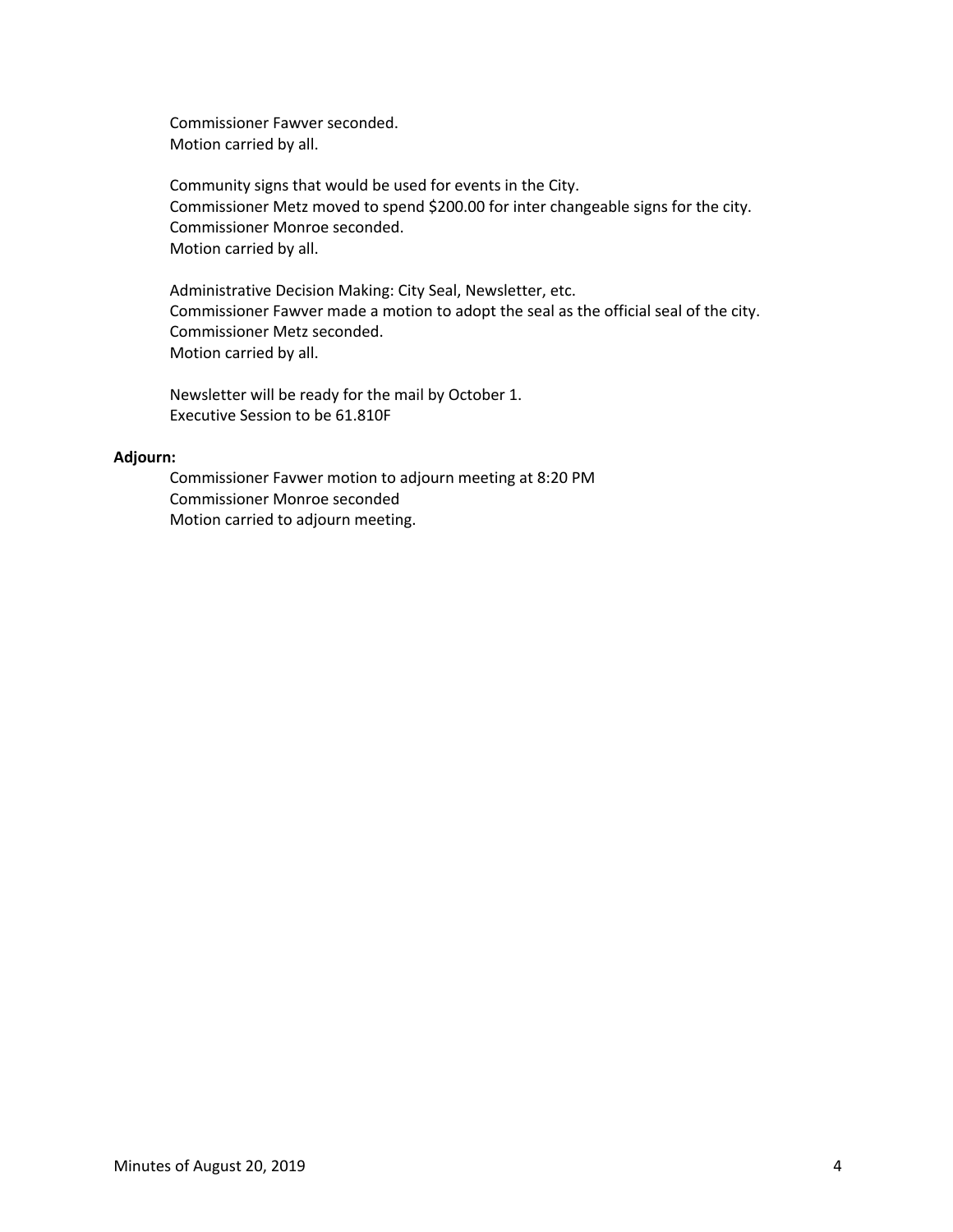Commissioner Fawver seconded.
Motion carried by all.

Community signs that would be used for events in the City.
Commissioner Metz moved to spend $200.00 for inter changeable signs for the city.
Commissioner Monroe seconded.
Motion carried by all.

Administrative Decision Making: City Seal, Newsletter, etc.
Commissioner Fawver made a motion to adopt the seal as the official seal of the city.
Commissioner Metz seconded.
Motion carried by all.

Newsletter will be ready for the mail by October 1.
Executive Session to be 61.810F

**Adjourn:**

Commissioner Favwer motion to adjourn meeting at 8:20 PM
Commissioner Monroe seconded
Motion carried to adjourn meeting.